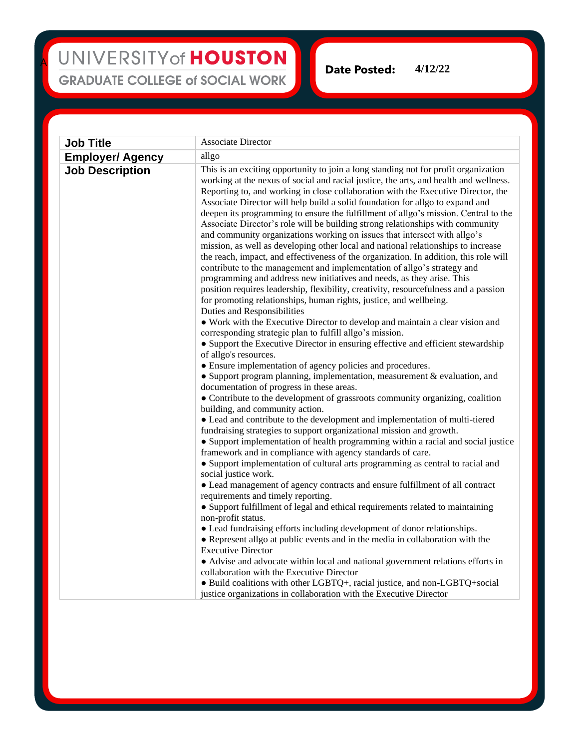UNIVERSITY of HOUSTON
GRADUATE COLLEGE of SOCIAL WORK

**Date Posted:** 4/12/22

| | |
|---|---|
| **Job Title** | Associate Director |
| **Employer/ Agency** | allgo |
| **Job Description** | This is an exciting opportunity to join a long standing not for profit organization working at the nexus of social and racial justice, the arts, and health and wellness. Reporting to, and working in close collaboration with the Executive Director, the Associate Director will help build a solid foundation for allgo to expand and deepen its programming to ensure the fulfillment of allgo's mission. Central to the Associate Director's role will be building strong relationships with community and community organizations working on issues that intersect with allgo's mission, as well as developing other local and national relationships to increase the reach, impact, and effectiveness of the organization. In addition, this role will contribute to the management and implementation of allgo's strategy and programming and address new initiatives and needs, as they arise. This position requires leadership, flexibility, creativity, resourcefulness and a passion for promoting relationships, human rights, justice, and wellbeing.<br>Duties and Responsibilities<br>● Work with the Executive Director to develop and maintain a clear vision and corresponding strategic plan to fulfill allgo's mission.<br>● Support the Executive Director in ensuring effective and efficient stewardship of allgo's resources.<br>● Ensure implementation of agency policies and procedures.<br>● Support program planning, implementation, measurement & evaluation, and documentation of progress in these areas.<br>● Contribute to the development of grassroots community organizing, coalition building, and community action.<br>● Lead and contribute to the development and implementation of multi-tiered fundraising strategies to support organizational mission and growth.<br>● Support implementation of health programming within a racial and social justice framework and in compliance with agency standards of care.<br>● Support implementation of cultural arts programming as central to racial and social justice work.<br>● Lead management of agency contracts and ensure fulfillment of all contract requirements and timely reporting.<br>● Support fulfillment of legal and ethical requirements related to maintaining non-profit status.<br>● Lead fundraising efforts including development of donor relationships.<br>● Represent allgo at public events and in the media in collaboration with the Executive Director<br>● Advise and advocate within local and national government relations efforts in collaboration with the Executive Director<br>● Build coalitions with other LGBTQ+, racial justice, and non-LGBTQ+social justice organizations in collaboration with the Executive Director |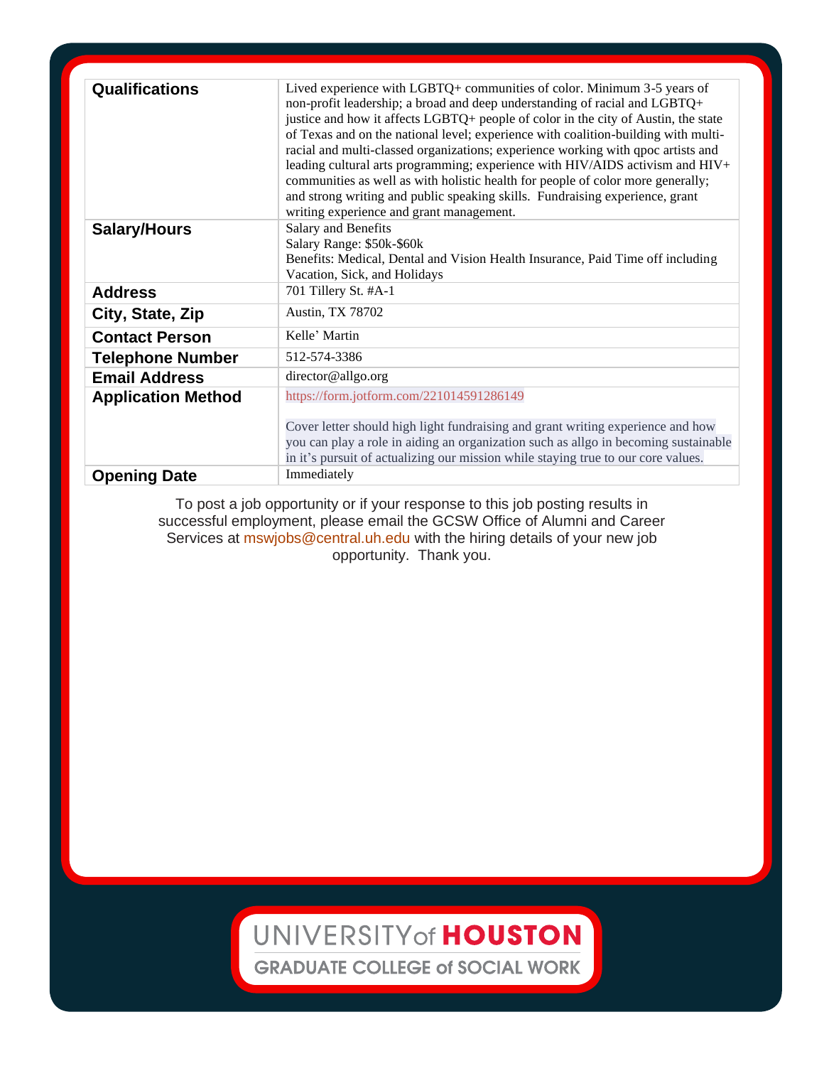| | |
|---|---|
| **Qualifications** | Lived experience with LGBTQ+ communities of color. Minimum 3-5 years of non-profit leadership; a broad and deep understanding of racial and LGBTQ+ justice and how it affects LGBTQ+ people of color in the city of Austin, the state of Texas and on the national level; experience with coalition-building with multi-racial and multi-classed organizations; experience working with qpoc artists and leading cultural arts programming; experience with HIV/AIDS activism and HIV+ communities as well as with holistic health for people of color more generally; and strong writing and public speaking skills. Fundraising experience, grant writing experience and grant management. |
| **Salary/Hours** | Salary and Benefits<br>Salary Range: $50k-$60k<br>Benefits: Medical, Dental and Vision Health Insurance, Paid Time off including Vacation, Sick, and Holidays |
| **Address** | 701 Tillery St. #A-1 |
| **City, State, Zip** | Austin, TX 78702 |
| **Contact Person** | Kelle' Martin |
| **Telephone Number** | 512-574-3386 |
| **Email Address** | director@allgo.org |
| **Application Method** | https://form.jotform.com/221014591286149<br><br>Cover letter should high light fundraising and grant writing experience and how you can play a role in aiding an organization such as allgo in becoming sustainable in it's pursuit of actualizing our mission while staying true to our core values. |
| **Opening Date** | Immediately |

To post a job opportunity or if your response to this job posting results in successful employment, please email the GCSW Office of Alumni and Career Services at mswjobs@central.uh.edu with the hiring details of your new job opportunity. Thank you.

UNIVERSITY of HOUSTON

GRADUATE COLLEGE of SOCIAL WORK